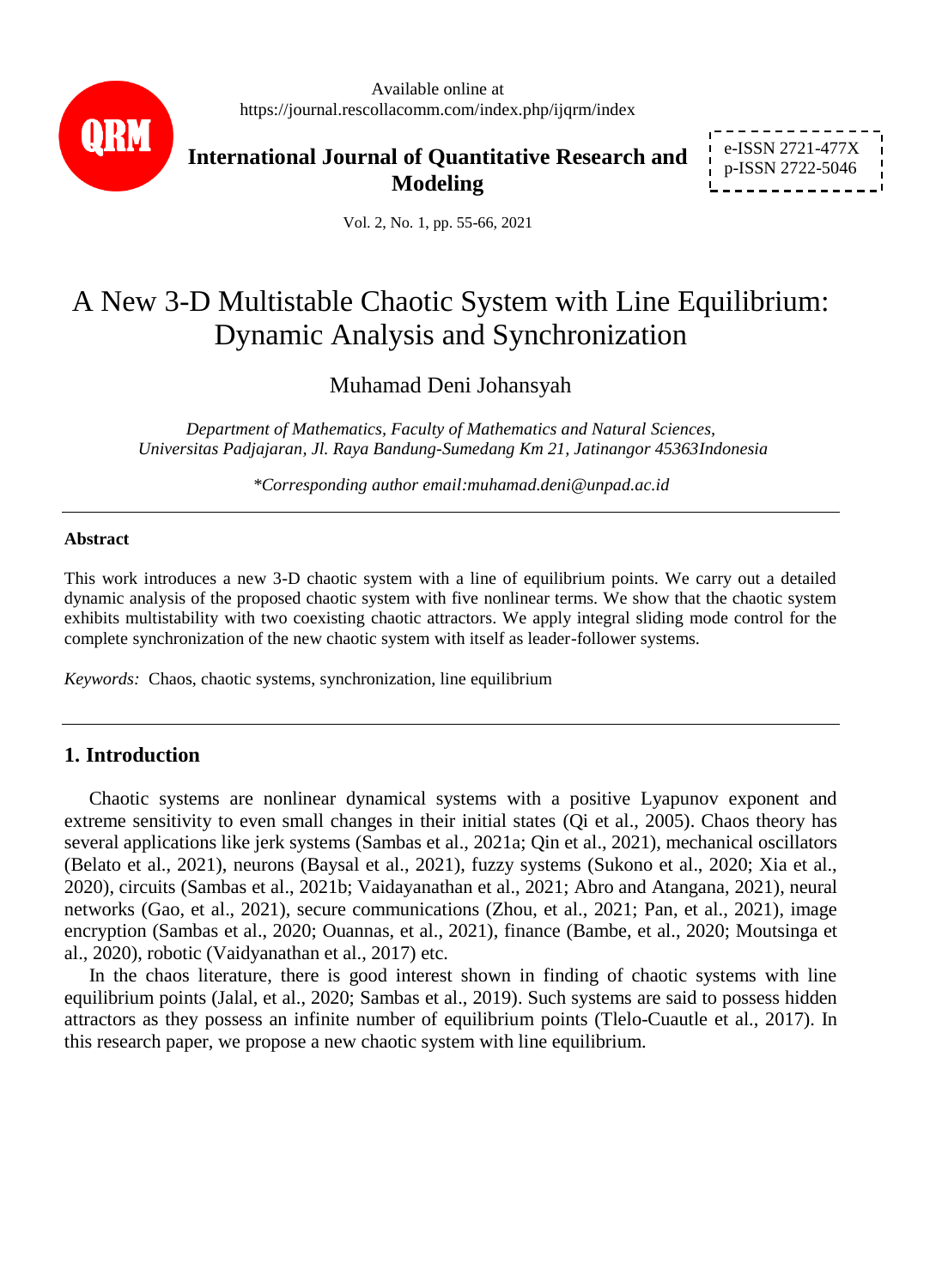# A New 3-D Multistable Chaotic System with Line Equilibrium: Dynamic Analysis and Synchronization

Muhamad Deni Johansyah

*Department of Mathematics, Faculty of Mathematics and Natural Sciences, Universitas Padjajaran, Jl. Raya Bandung-Sumedang Km 21, Jatinangor 45363Indonesia*

*\*Corresponding author email:muhamad.deni@unpad.ac.id*

---

**Abstract**

This work introduces a new 3-D chaotic system with a line of equilibrium points. We carry out a detailed dynamic analysis of the proposed chaotic system with five nonlinear terms. We show that the chaotic system exhibits multistability with two coexisting chaotic attractors. We apply integral sliding mode control for the complete synchronization of the new chaotic system with itself as leader-follower systems.

*Keywords:* Chaos, chaotic systems, synchronization, line equilibrium

---

## 1. Introduction

Chaotic systems are nonlinear dynamical systems with a positive Lyapunov exponent and extreme sensitivity to even small changes in their initial states (Qi et al., 2005). Chaos theory has several applications like jerk systems (Sambas et al., 2021a; Qin et al., 2021), mechanical oscillators (Belato et al., 2021), neurons (Baysal et al., 2021), fuzzy systems (Sukono et al., 2020; Xia et al., 2020), circuits (Sambas et al., 2021b; Vaidayanathan et al., 2021; Abro and Atangana, 2021), neural networks (Gao, et al., 2021), secure communications (Zhou, et al., 2021; Pan, et al., 2021), image encryption (Sambas et al., 2020; Ouannas, et al., 2021), finance (Bambe, et al., 2020; Moutsinga et al., 2020), robotic (Vaidyanathan et al., 2017) etc.

In the chaos literature, there is good interest shown in finding of chaotic systems with line equilibrium points (Jalal, et al., 2020; Sambas et al., 2019). Such systems are said to possess hidden attractors as they possess an infinite number of equilibrium points (Tlelo-Cuautle et al., 2017). In this research paper, we propose a new chaotic system with line equilibrium.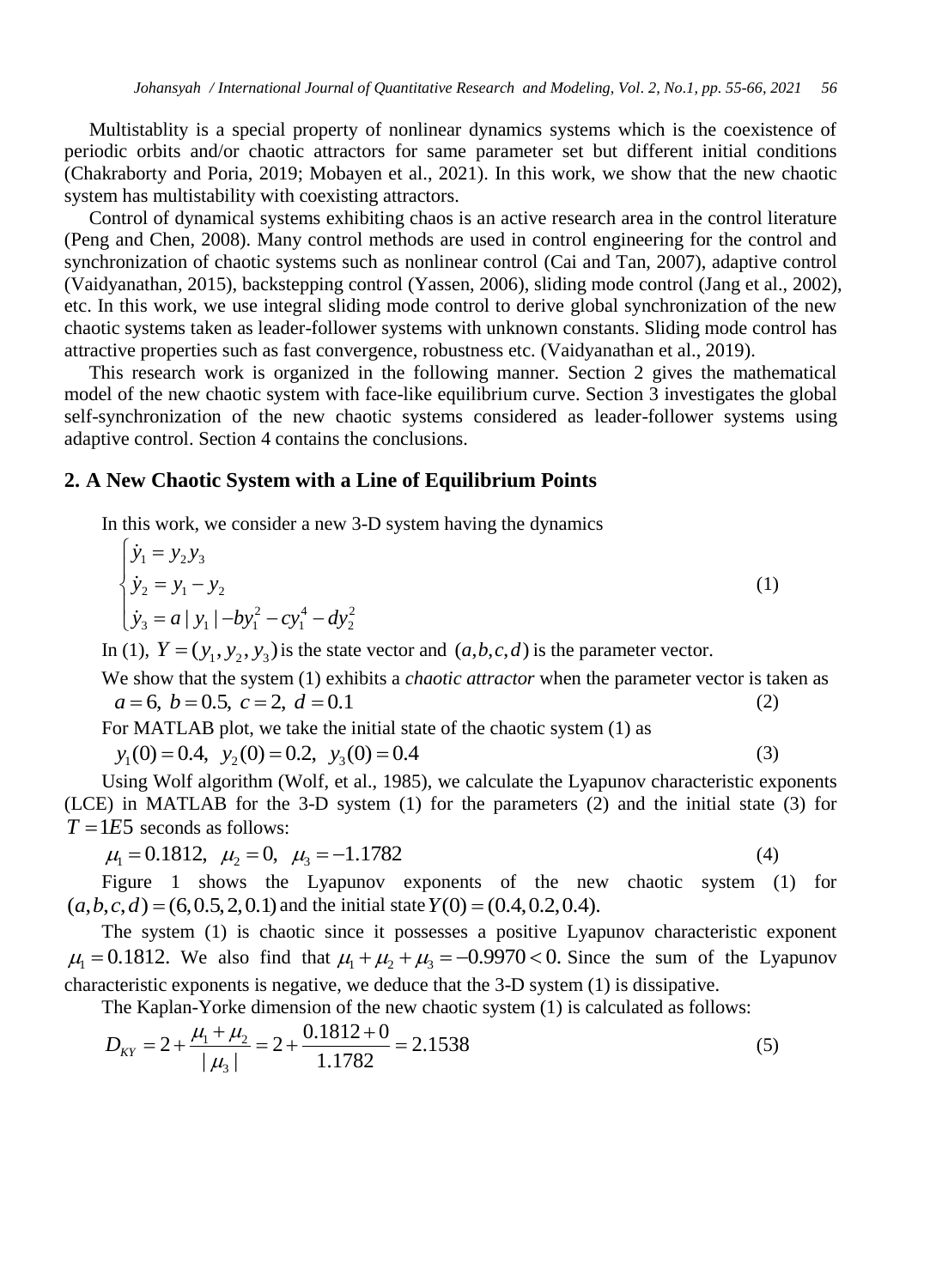Multistablity is a special property of nonlinear dynamics systems which is the coexistence of periodic orbits and/or chaotic attractors for same parameter set but different initial conditions (Chakraborty and Poria, 2019; Mobayen et al., 2021). In this work, we show that the new chaotic system has multistability with coexisting attractors.

Control of dynamical systems exhibiting chaos is an active research area in the control literature (Peng and Chen, 2008). Many control methods are used in control engineering for the control and synchronization of chaotic systems such as nonlinear control (Cai and Tan, 2007), adaptive control (Vaidyanathan, 2015), backstepping control (Yassen, 2006), sliding mode control (Jang et al., 2002), etc. In this work, we use integral sliding mode control to derive global synchronization of the new chaotic systems taken as leader-follower systems with unknown constants. Sliding mode control has attractive properties such as fast convergence, robustness etc. (Vaidyanathan et al., 2019).

This research work is organized in the following manner. Section 2 gives the mathematical model of the new chaotic system with face-like equilibrium curve. Section 3 investigates the global self-synchronization of the new chaotic systems considered as leader-follower systems using adaptive control. Section 4 contains the conclusions.

## 2. A New Chaotic System with a Line of Equilibrium Points

In this work, we consider a new 3-D system having the dynamics

$$\begin{cases} \dot{y}_1 = y_2 y_3 \\ \dot{y}_2 = y_1 - y_2 \\ \dot{y}_3 = a\,|\,y_1\,| - b y_1^2 - c y_1^4 - d y_2^2 \end{cases} \tag{1}$$

In (1), $Y = (y_1, y_2, y_3)$ is the state vector and $(a, b, c, d)$ is the parameter vector.

We show that the system (1) exhibits a *chaotic attractor* when the parameter vector is taken as

$$a = 6,\ b = 0.5,\ c = 2,\ d = 0.1 \tag{2}$$

For MATLAB plot, we take the initial state of the chaotic system (1) as

$$y_1(0) = 0.4,\ \ y_2(0) = 0.2,\ \ y_3(0) = 0.4 \tag{3}$$

Using Wolf algorithm (Wolf, et al., 1985), we calculate the Lyapunov characteristic exponents (LCE) in MATLAB for the 3-D system (1) for the parameters (2) and the initial state (3) for $T = 1E5$ seconds as follows:

$$\mu_1 = 0.1812,\ \ \mu_2 = 0,\ \ \mu_3 = -1.1782 \tag{4}$$

Figure 1 shows the Lyapunov exponents of the new chaotic system (1) for $(a, b, c, d) = (6, 0.5, 2, 0.1)$ and the initial state $Y(0) = (0.4, 0.2, 0.4).$

The system (1) is chaotic since it possesses a positive Lyapunov characteristic exponent $\mu_1 = 0.1812.$ We also find that $\mu_1 + \mu_2 + \mu_3 = -0.9970 < 0.$ Since the sum of the Lyapunov characteristic exponents is negative, we deduce that the 3-D system (1) is dissipative.

The Kaplan-Yorke dimension of the new chaotic system (1) is calculated as follows:

$$D_{KY} = 2 + \frac{\mu_1 + \mu_2}{|\,\mu_3\,|} = 2 + \frac{0.1812 + 0}{1.1782} = 2.1538 \tag{5}$$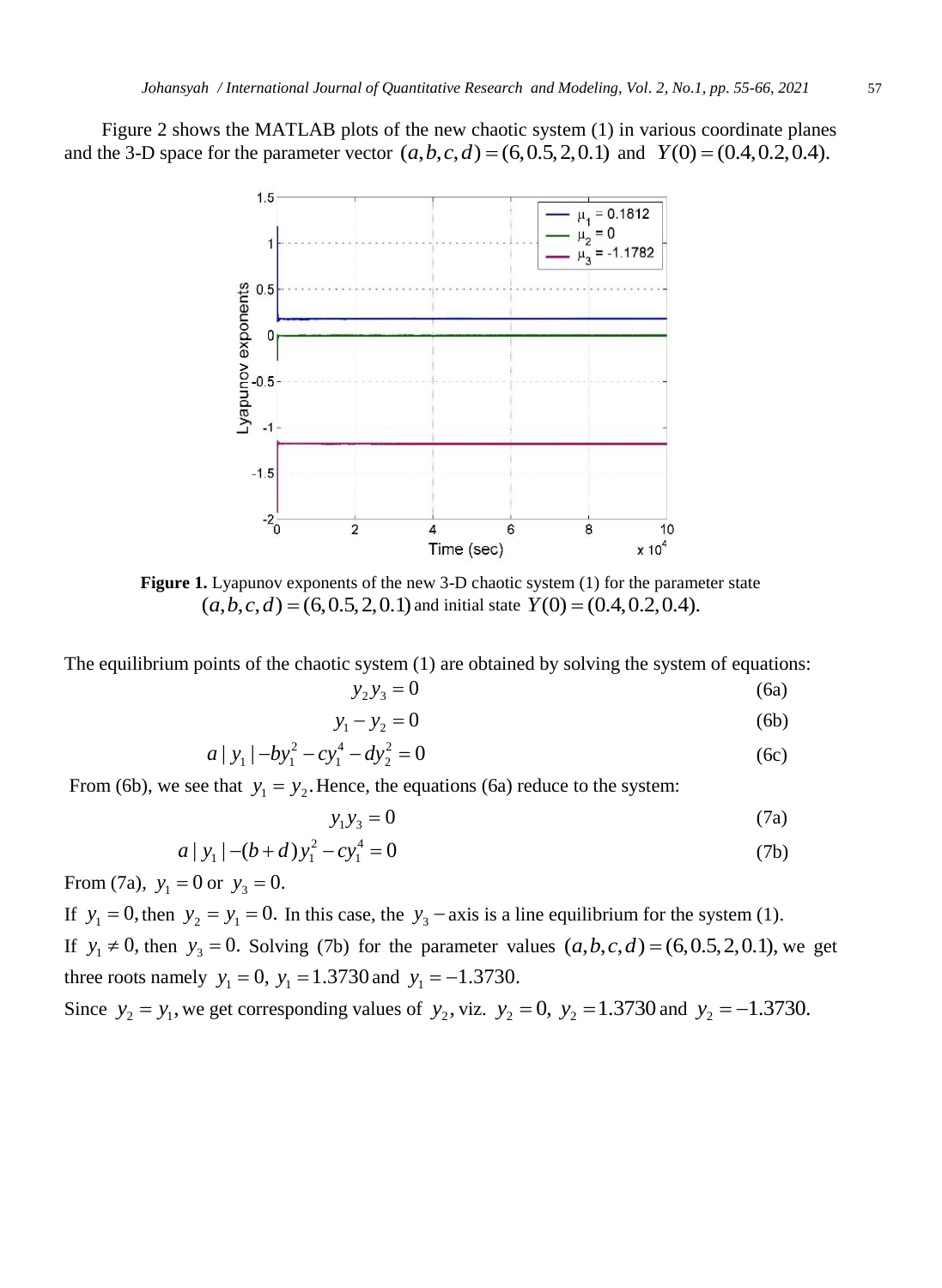Figure 2 shows the MATLAB plots of the new chaotic system (1) in various coordinate planes and the 3-D space for the parameter vector $(a,b,c,d)=(6,0.5,2,0.1)$ and $Y(0)=(0.4,0.2,0.4)$.

**Figure 1.** Lyapunov exponents of the new 3-D chaotic system (1) for the parameter state $(a,b,c,d)=(6,0.5,2,0.1)$ and initial state $Y(0)=(0.4,0.2,0.4)$.

The equilibrium points of the chaotic system (1) are obtained by solving the system of equations:

$$y_2 y_3 = 0 \tag{6a}$$

$$y_1 - y_2 = 0 \tag{6b}$$

$$a\,|\,y_1\,| - b y_1^2 - c y_1^4 - d y_2^2 = 0 \tag{6c}$$

From (6b), we see that $y_1 = y_2$. Hence, the equations (6a) reduce to the system:

$$y_1 y_3 = 0 \tag{7a}$$

$$a\,|\,y_1\,| - (b+d) y_1^2 - c y_1^4 = 0 \tag{7b}$$

From (7a), $y_1 = 0$ or $y_3 = 0$.

If $y_1 = 0$, then $y_2 = y_1 = 0$. In this case, the $y_3-$axis is a line equilibrium for the system (1).

If $y_1 \neq 0$, then $y_3 = 0$. Solving (7b) for the parameter values $(a,b,c,d)=(6,0.5,2,0.1)$, we get three roots namely $y_1 = 0,\ y_1 = 1.3730$ and $y_1 = -1.3730$.

Since $y_2 = y_1$, we get corresponding values of $y_2$, viz. $y_2 = 0,\ y_2 = 1.3730$ and $y_2 = -1.3730$.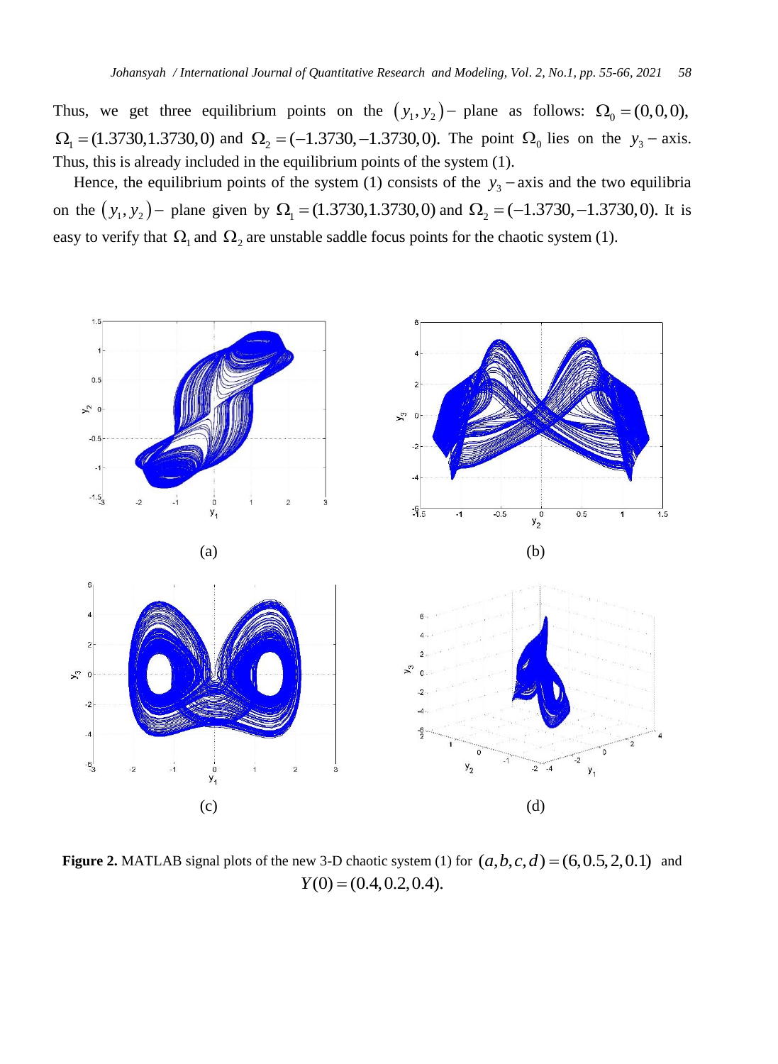Thus, we get three equilibrium points on the $(y_1, y_2)-$ plane as follows: $\Omega_0 = (0,0,0)$, $\Omega_1 = (1.3730, 1.3730, 0)$ and $\Omega_2 = (-1.3730, -1.3730, 0)$. The point $\Omega_0$ lies on the $y_3-$ axis. Thus, this is already included in the equilibrium points of the system (1).

Hence, the equilibrium points of the system (1) consists of the $y_3-$axis and the two equilibria on the $(y_1, y_2)-$ plane given by $\Omega_1 = (1.3730, 1.3730, 0)$ and $\Omega_2 = (-1.3730, -1.3730, 0)$. It is easy to verify that $\Omega_1$ and $\Omega_2$ are unstable saddle focus points for the chaotic system (1).

(a) (b)

(c) (d)

**Figure 2.** MATLAB signal plots of the new 3-D chaotic system (1) for $(a,b,c,d) = (6, 0.5, 2, 0.1)$ and $Y(0) = (0.4, 0.2, 0.4)$.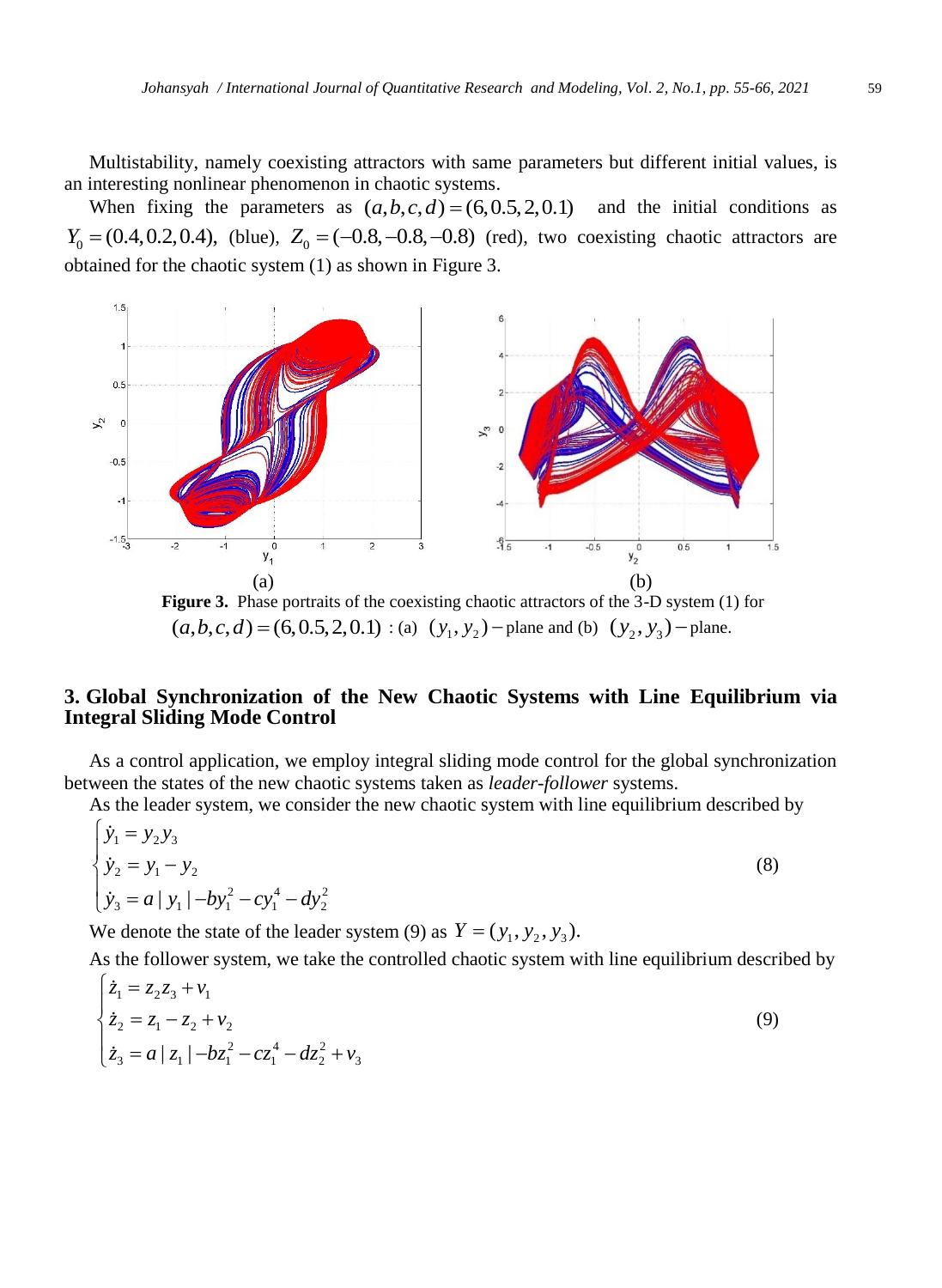Multistability, namely coexisting attractors with same parameters but different initial values, is an interesting nonlinear phenomenon in chaotic systems.

When fixing the parameters as $(a,b,c,d)=(6,0.5,2,0.1)$ and the initial conditions as $Y_0=(0.4,0.2,0.4)$, (blue), $Z_0=(-0.8,-0.8,-0.8)$ (red), two coexisting chaotic attractors are obtained for the chaotic system (1) as shown in Figure 3.

**Figure 3.** Phase portraits of the coexisting chaotic attractors of the 3-D system (1) for $(a,b,c,d)=(6,0.5,2,0.1)$ : (a) $(y_1,y_2)$ − plane and (b) $(y_2,y_3)$ − plane.

## 3. Global Synchronization of the New Chaotic Systems with Line Equilibrium via Integral Sliding Mode Control

As a control application, we employ integral sliding mode control for the global synchronization between the states of the new chaotic systems taken as *leader-follower* systems.

As the leader system, we consider the new chaotic system with line equilibrium described by

$$
\begin{cases}
\dot{y}_1 = y_2 y_3 \\
\dot{y}_2 = y_1 - y_2 \\
\dot{y}_3 = a\,|\,y_1\,| - b y_1^2 - c y_1^4 - d y_2^2
\end{cases}
\tag{8}
$$

We denote the state of the leader system (9) as $Y=(y_1,y_2,y_3)$.

As the follower system, we take the controlled chaotic system with line equilibrium described by

$$
\begin{cases}
\dot{z}_1 = z_2 z_3 + v_1 \\
\dot{z}_2 = z_1 - z_2 + v_2 \\
\dot{z}_3 = a\,|\,z_1\,| - b z_1^2 - c z_1^4 - d z_2^2 + v_3
\end{cases}
\tag{9}
$$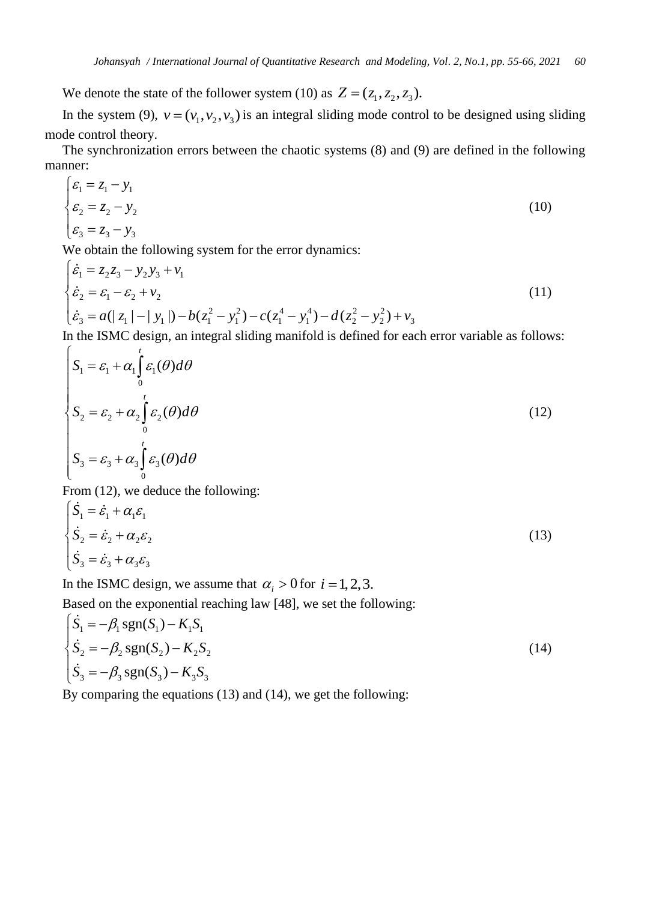We denote the state of the follower system (10) as $Z = (z_1, z_2, z_3)$.

In the system (9), $v = (v_1, v_2, v_3)$ is an integral sliding mode control to be designed using sliding mode control theory.

The synchronization errors between the chaotic systems (8) and (9) are defined in the following manner:

$$
\begin{cases}
\varepsilon_1 = z_1 - y_1 \\
\varepsilon_2 = z_2 - y_2 \\
\varepsilon_3 = z_3 - y_3
\end{cases}
\tag{10}
$$

We obtain the following system for the error dynamics:

$$
\begin{cases}
\dot{\varepsilon}_1 = z_2 z_3 - y_2 y_3 + v_1 \\
\dot{\varepsilon}_2 = \varepsilon_1 - \varepsilon_2 + v_2 \\
\dot{\varepsilon}_3 = a(|z_1| - |y_1|) - b(z_1^2 - y_1^2) - c(z_1^4 - y_1^4) - d(z_2^2 - y_2^2) + v_3
\end{cases}
\tag{11}
$$

In the ISMC design, an integral sliding manifold is defined for each error variable as follows:

$$
\begin{cases}
S_1 = \varepsilon_1 + \alpha_1 \int_0^t \varepsilon_1(\theta) d\theta \\
S_2 = \varepsilon_2 + \alpha_2 \int_0^t \varepsilon_2(\theta) d\theta \\
S_3 = \varepsilon_3 + \alpha_3 \int_0^t \varepsilon_3(\theta) d\theta
\end{cases}
\tag{12}
$$

From (12), we deduce the following:

$$
\begin{cases}
\dot{S}_1 = \dot{\varepsilon}_1 + \alpha_1 \varepsilon_1 \\
\dot{S}_2 = \dot{\varepsilon}_2 + \alpha_2 \varepsilon_2 \\
\dot{S}_3 = \dot{\varepsilon}_3 + \alpha_3 \varepsilon_3
\end{cases}
\tag{13}
$$

In the ISMC design, we assume that $\alpha_i > 0$ for $i = 1, 2, 3.$

Based on the exponential reaching law [48], we set the following:

$$
\begin{cases}
\dot{S}_1 = -\beta_1 \operatorname{sgn}(S_1) - K_1 S_1 \\
\dot{S}_2 = -\beta_2 \operatorname{sgn}(S_2) - K_2 S_2 \\
\dot{S}_3 = -\beta_3 \operatorname{sgn}(S_3) - K_3 S_3
\end{cases}
\tag{14}
$$

By comparing the equations (13) and (14), we get the following: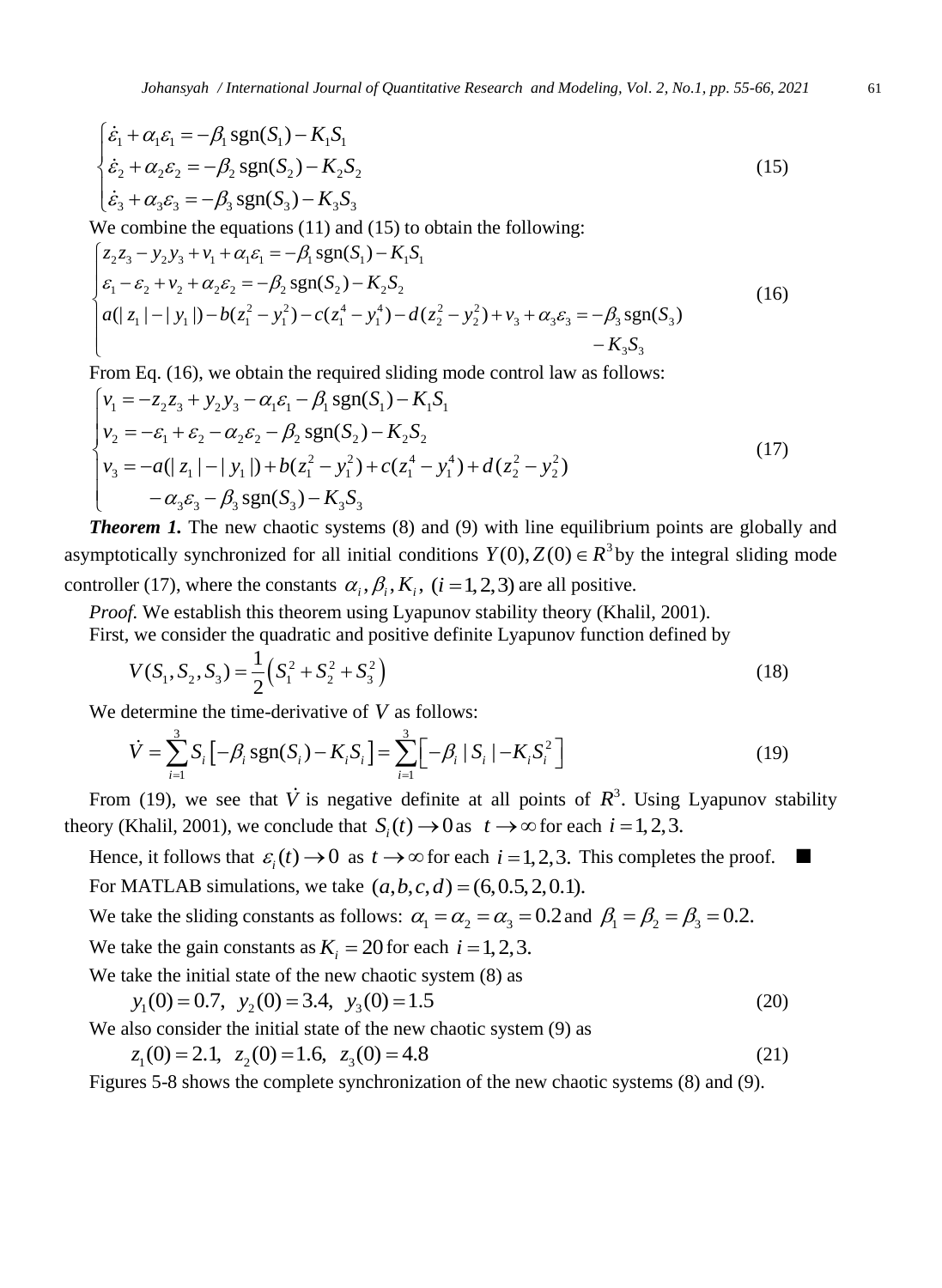$$
\begin{cases}
\dot{\varepsilon}_1 + \alpha_1 \varepsilon_1 = -\beta_1 \operatorname{sgn}(S_1) - K_1 S_1 \\
\dot{\varepsilon}_2 + \alpha_2 \varepsilon_2 = -\beta_2 \operatorname{sgn}(S_2) - K_2 S_2 \\
\dot{\varepsilon}_3 + \alpha_3 \varepsilon_3 = -\beta_3 \operatorname{sgn}(S_3) - K_3 S_3
\end{cases}
\tag{15}
$$

We combine the equations (11) and (15) to obtain the following:

$$
\begin{cases}
z_2 z_3 - y_2 y_3 + v_1 + \alpha_1 \varepsilon_1 = -\beta_1 \operatorname{sgn}(S_1) - K_1 S_1 \\
\varepsilon_1 - \varepsilon_2 + v_2 + \alpha_2 \varepsilon_2 = -\beta_2 \operatorname{sgn}(S_2) - K_2 S_2 \\
a(|z_1| - |y_1|) - b(z_1^2 - y_1^2) - c(z_1^4 - y_1^4) - d(z_2^2 - y_2^2) + v_3 + \alpha_3 \varepsilon_3 = -\beta_3 \operatorname{sgn}(S_3) \\
\qquad\qquad\qquad\qquad\qquad\qquad\qquad\qquad\qquad\qquad\qquad\qquad\qquad - K_3 S_3
\end{cases}
\tag{16}
$$

From Eq. (16), we obtain the required sliding mode control law as follows:

$$
\begin{cases}
v_1 = -z_2 z_3 + y_2 y_3 - \alpha_1 \varepsilon_1 - \beta_1 \operatorname{sgn}(S_1) - K_1 S_1 \\
v_2 = -\varepsilon_1 + \varepsilon_2 - \alpha_2 \varepsilon_2 - \beta_2 \operatorname{sgn}(S_2) - K_2 S_2 \\
v_3 = -a(|z_1| - |y_1|) + b(z_1^2 - y_1^2) + c(z_1^4 - y_1^4) + d(z_2^2 - y_2^2) \\
\qquad - \alpha_3 \varepsilon_3 - \beta_3 \operatorname{sgn}(S_3) - K_3 S_3
\end{cases}
\tag{17}
$$

***Theorem 1.*** The new chaotic systems (8) and (9) with line equilibrium points are globally and asymptotically synchronized for all initial conditions $Y(0), Z(0) \in R^3$ by the integral sliding mode controller (17), where the constants $\alpha_i, \beta_i, K_i, \ (i = 1, 2, 3)$ are all positive.

*Proof.* We establish this theorem using Lyapunov stability theory (Khalil, 2001).

First, we consider the quadratic and positive definite Lyapunov function defined by

$$
V(S_1, S_2, S_3) = \frac{1}{2}\left(S_1^2 + S_2^2 + S_3^2\right)
\tag{18}
$$

We determine the time-derivative of $V$ as follows:

$$
\dot{V} = \sum_{i=1}^{3} S_i \left[-\beta_i \operatorname{sgn}(S_i) - K_i S_i\right] = \sum_{i=1}^{3} \left[-\beta_i |S_i| - K_i S_i^2\right]
\tag{19}
$$

From (19), we see that $\dot{V}$ is negative definite at all points of $R^3$. Using Lyapunov stability theory (Khalil, 2001), we conclude that $S_i(t) \to 0$ as $t \to \infty$ for each $i = 1, 2, 3.$

Hence, it follows that $\varepsilon_i(t) \to 0$ as $t \to \infty$ for each $i = 1, 2, 3.$ This completes the proof. ■

For MATLAB simulations, we take $(a, b, c, d) = (6, 0.5, 2, 0.1).$

We take the sliding constants as follows: $\alpha_1 = \alpha_2 = \alpha_3 = 0.2$ and $\beta_1 = \beta_2 = \beta_3 = 0.2.$

We take the gain constants as $K_i = 20$ for each $i = 1, 2, 3.$

We take the initial state of the new chaotic system (8) as

$$
y_1(0) = 0.7, \ \ y_2(0) = 3.4, \ \ y_3(0) = 1.5
\tag{20}
$$

We also consider the initial state of the new chaotic system (9) as

$$
z_1(0) = 2.1, \ \ z_2(0) = 1.6, \ \ z_3(0) = 4.8
\tag{21}
$$

Figures 5-8 shows the complete synchronization of the new chaotic systems (8) and (9).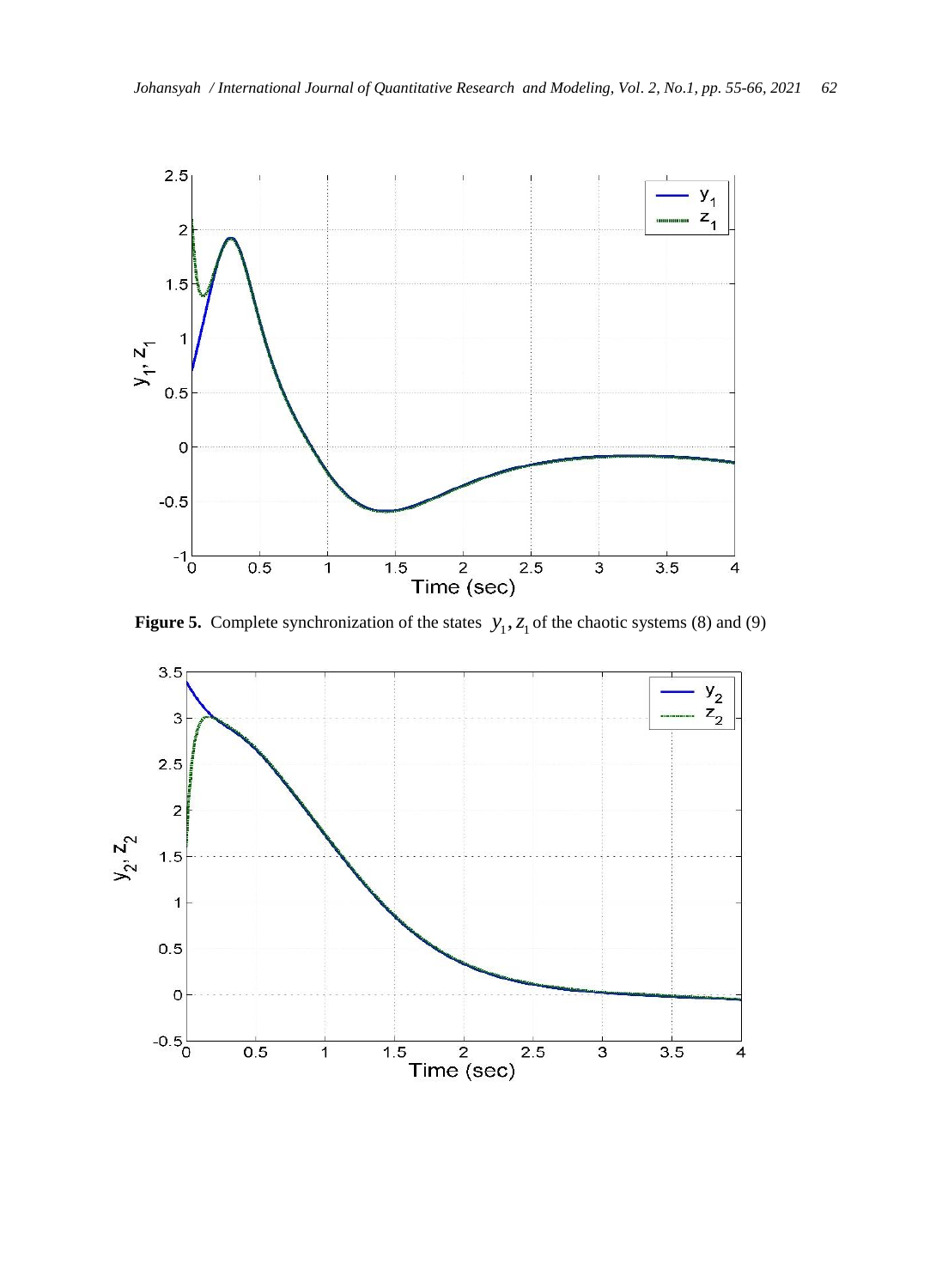**Figure 5.** Complete synchronization of the states $y_1, z_1$ of the chaotic systems (8) and (9)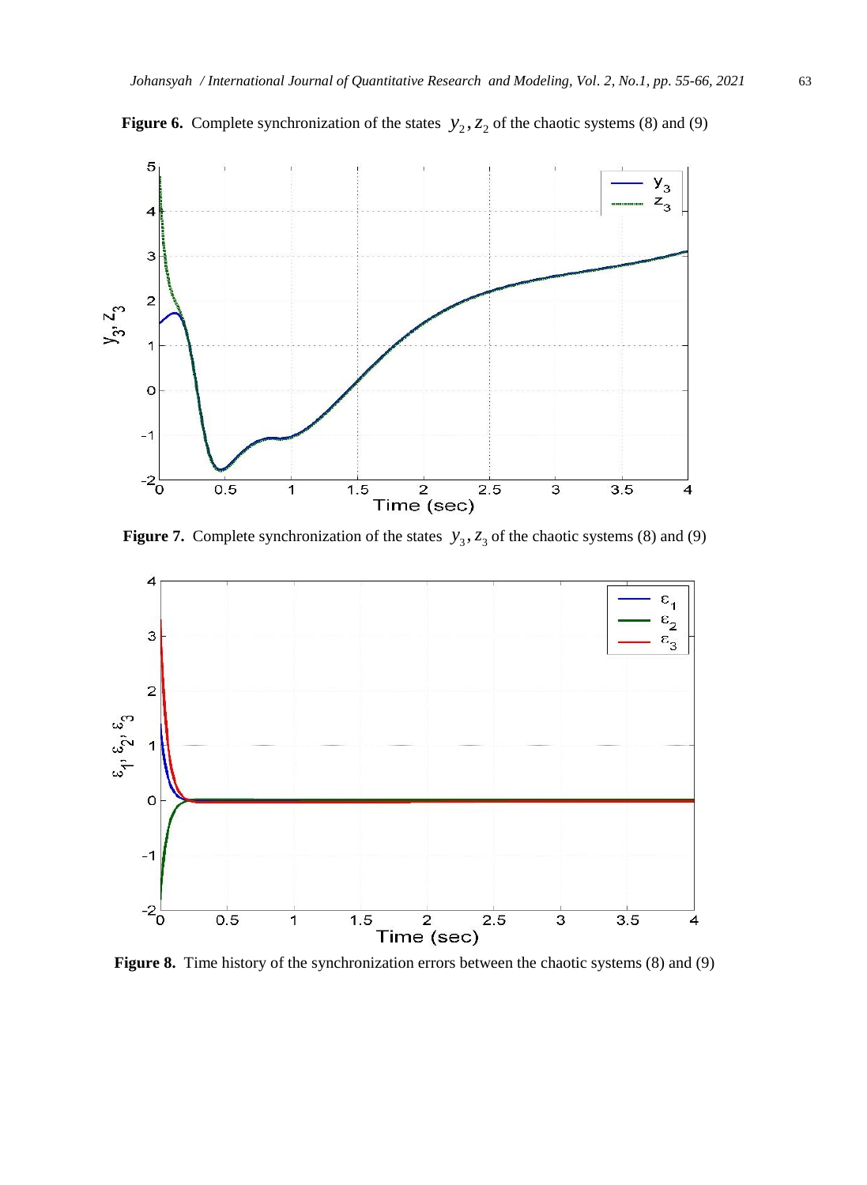**Figure 6.** Complete synchronization of the states $y_2, z_2$ of the chaotic systems (8) and (9)

**Figure 7.** Complete synchronization of the states $y_3, z_3$ of the chaotic systems (8) and (9)

**Figure 8.** Time history of the synchronization errors between the chaotic systems (8) and (9)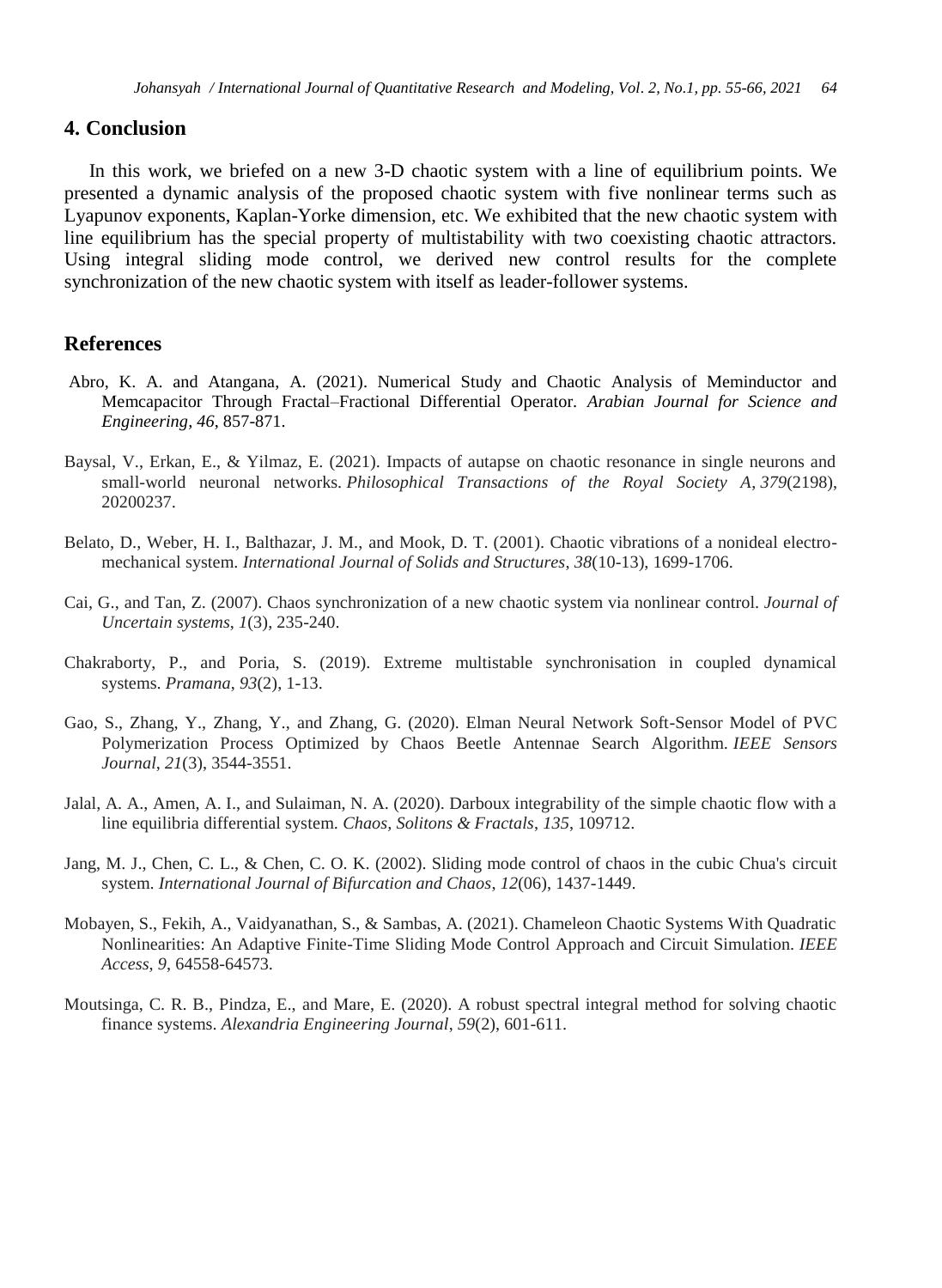## 4. Conclusion

In this work, we briefed on a new 3-D chaotic system with a line of equilibrium points. We presented a dynamic analysis of the proposed chaotic system with five nonlinear terms such as Lyapunov exponents, Kaplan-Yorke dimension, etc. We exhibited that the new chaotic system with line equilibrium has the special property of multistability with two coexisting chaotic attractors. Using integral sliding mode control, we derived new control results for the complete synchronization of the new chaotic system with itself as leader-follower systems.

## References

Abro, K. A. and Atangana, A. (2021). Numerical Study and Chaotic Analysis of Meminductor and Memcapacitor Through Fractal–Fractional Differential Operator. *Arabian Journal for Science and Engineering*, *46*, 857-871.

Baysal, V., Erkan, E., & Yilmaz, E. (2021). Impacts of autapse on chaotic resonance in single neurons and small-world neuronal networks. *Philosophical Transactions of the Royal Society A*, *379*(2198), 20200237.

Belato, D., Weber, H. I., Balthazar, J. M., and Mook, D. T. (2001). Chaotic vibrations of a nonideal electro-mechanical system. *International Journal of Solids and Structures*, *38*(10-13), 1699-1706.

Cai, G., and Tan, Z. (2007). Chaos synchronization of a new chaotic system via nonlinear control. *Journal of Uncertain systems*, *1*(3), 235-240.

Chakraborty, P., and Poria, S. (2019). Extreme multistable synchronisation in coupled dynamical systems. *Pramana*, *93*(2), 1-13.

Gao, S., Zhang, Y., Zhang, Y., and Zhang, G. (2020). Elman Neural Network Soft-Sensor Model of PVC Polymerization Process Optimized by Chaos Beetle Antennae Search Algorithm. *IEEE Sensors Journal*, *21*(3), 3544-3551.

Jalal, A. A., Amen, A. I., and Sulaiman, N. A. (2020). Darboux integrability of the simple chaotic flow with a line equilibria differential system. *Chaos, Solitons & Fractals*, *135*, 109712.

Jang, M. J., Chen, C. L., & Chen, C. O. K. (2002). Sliding mode control of chaos in the cubic Chua's circuit system. *International Journal of Bifurcation and Chaos*, *12*(06), 1437-1449.

Mobayen, S., Fekih, A., Vaidyanathan, S., & Sambas, A. (2021). Chameleon Chaotic Systems With Quadratic Nonlinearities: An Adaptive Finite-Time Sliding Mode Control Approach and Circuit Simulation. *IEEE Access*, *9*, 64558-64573.

Moutsinga, C. R. B., Pindza, E., and Mare, E. (2020). A robust spectral integral method for solving chaotic finance systems. *Alexandria Engineering Journal*, *59*(2), 601-611.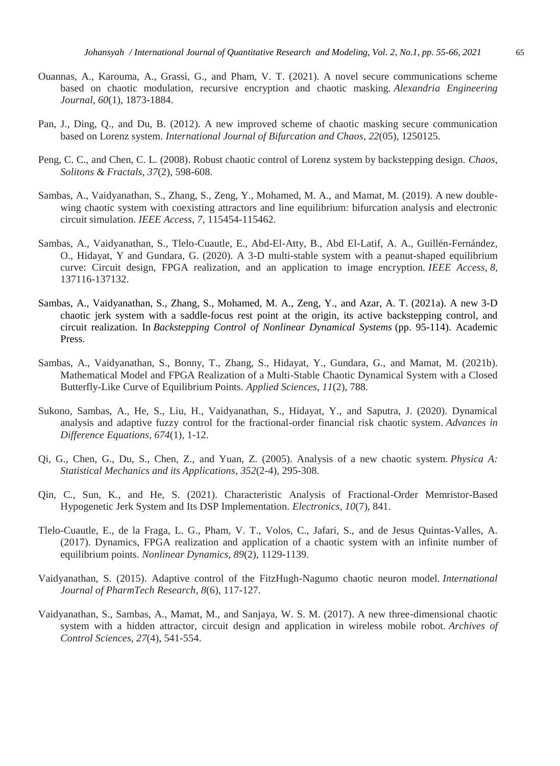Ouannas, A., Karouma, A., Grassi, G., and Pham, V. T. (2021). A novel secure communications scheme based on chaotic modulation, recursive encryption and chaotic masking. *Alexandria Engineering Journal*, *60*(1), 1873-1884.

Pan, J., Ding, Q., and Du, B. (2012). A new improved scheme of chaotic masking secure communication based on Lorenz system. *International Journal of Bifurcation and Chaos*, *22*(05), 1250125.

Peng, C. C., and Chen, C. L. (2008). Robust chaotic control of Lorenz system by backstepping design. *Chaos, Solitons & Fractals*, *37*(2), 598-608.

Sambas, A., Vaidyanathan, S., Zhang, S., Zeng, Y., Mohamed, M. A., and Mamat, M. (2019). A new double-wing chaotic system with coexisting attractors and line equilibrium: bifurcation analysis and electronic circuit simulation. *IEEE Access*, *7*, 115454-115462.

Sambas, A., Vaidyanathan, S., Tlelo-Cuautle, E., Abd-El-Atty, B., Abd El-Latif, A. A., Guillén-Fernández, O., Hidayat, Y and Gundara, G. (2020). A 3-D multi-stable system with a peanut-shaped equilibrium curve: Circuit design, FPGA realization, and an application to image encryption. *IEEE Access*, *8*, 137116-137132.

Sambas, A., Vaidyanathan, S., Zhang, S., Mohamed, M. A., Zeng, Y., and Azar, A. T. (2021a). A new 3-D chaotic jerk system with a saddle-focus rest point at the origin, its active backstepping control, and circuit realization. In *Backstepping Control of Nonlinear Dynamical Systems* (pp. 95-114). Academic Press.

Sambas, A., Vaidyanathan, S., Bonny, T., Zhang, S., Hidayat, Y., Gundara, G., and Mamat, M. (2021b). Mathematical Model and FPGA Realization of a Multi-Stable Chaotic Dynamical System with a Closed Butterfly-Like Curve of Equilibrium Points. *Applied Sciences*, *11*(2), 788.

Sukono, Sambas, A., He, S., Liu, H., Vaidyanathan, S., Hidayat, Y., and Saputra, J. (2020). Dynamical analysis and adaptive fuzzy control for the fractional-order financial risk chaotic system. *Advances in Difference Equations*, *674*(1), 1-12.

Qi, G., Chen, G., Du, S., Chen, Z., and Yuan, Z. (2005). Analysis of a new chaotic system. *Physica A: Statistical Mechanics and its Applications*, *352*(2-4), 295-308.

Qin, C., Sun, K., and He, S. (2021). Characteristic Analysis of Fractional-Order Memristor-Based Hypogenetic Jerk System and Its DSP Implementation. *Electronics*, *10*(7), 841.

Tlelo-Cuautle, E., de la Fraga, L. G., Pham, V. T., Volos, C., Jafari, S., and de Jesus Quintas-Valles, A. (2017). Dynamics, FPGA realization and application of a chaotic system with an infinite number of equilibrium points. *Nonlinear Dynamics*, *89*(2), 1129-1139.

Vaidyanathan, S. (2015). Adaptive control of the FitzHugh-Nagumo chaotic neuron model. *International Journal of PharmTech Research*, *8*(6), 117-127.

Vaidyanathan, S., Sambas, A., Mamat, M., and Sanjaya, W. S. M. (2017). A new three-dimensional chaotic system with a hidden attractor, circuit design and application in wireless mobile robot. *Archives of Control Sciences*, *27*(4), 541-554.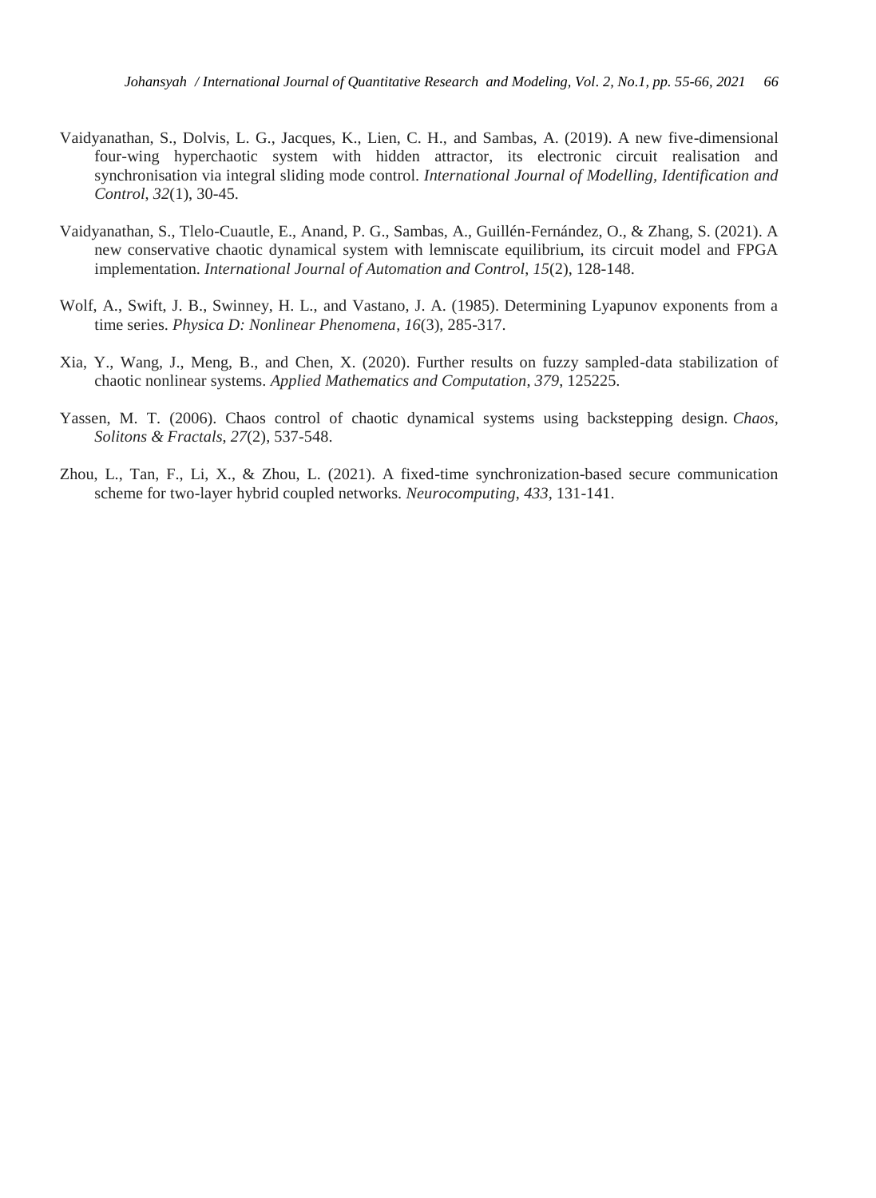Vaidyanathan, S., Dolvis, L. G., Jacques, K., Lien, C. H., and Sambas, A. (2019). A new five-dimensional four-wing hyperchaotic system with hidden attractor, its electronic circuit realisation and synchronisation via integral sliding mode control. *International Journal of Modelling, Identification and Control*, *32*(1), 30-45.

Vaidyanathan, S., Tlelo-Cuautle, E., Anand, P. G., Sambas, A., Guillén-Fernández, O., & Zhang, S. (2021). A new conservative chaotic dynamical system with lemniscate equilibrium, its circuit model and FPGA implementation. *International Journal of Automation and Control*, *15*(2), 128-148.

Wolf, A., Swift, J. B., Swinney, H. L., and Vastano, J. A. (1985). Determining Lyapunov exponents from a time series. *Physica D: Nonlinear Phenomena*, *16*(3), 285-317.

Xia, Y., Wang, J., Meng, B., and Chen, X. (2020). Further results on fuzzy sampled-data stabilization of chaotic nonlinear systems. *Applied Mathematics and Computation*, *379*, 125225.

Yassen, M. T. (2006). Chaos control of chaotic dynamical systems using backstepping design. *Chaos, Solitons & Fractals*, *27*(2), 537-548.

Zhou, L., Tan, F., Li, X., & Zhou, L. (2021). A fixed-time synchronization-based secure communication scheme for two-layer hybrid coupled networks. *Neurocomputing*, *433*, 131-141.